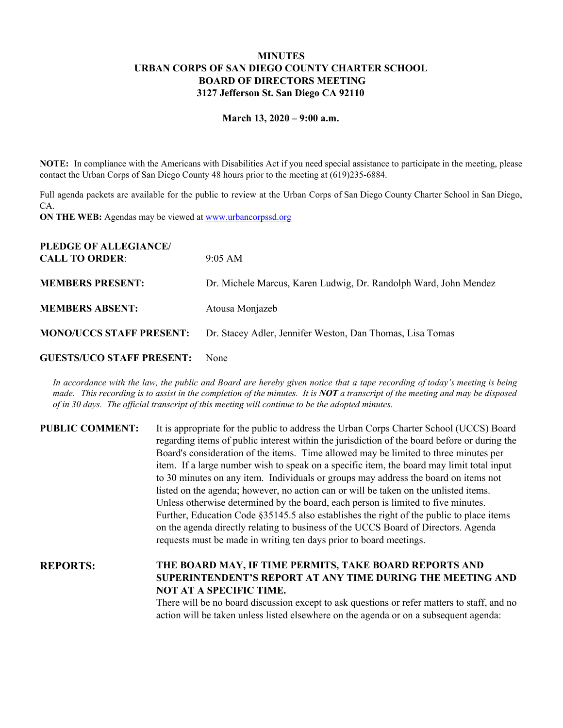# MINUTES
## URBAN CORPS OF SAN DIEGO COUNTY CHARTER SCHOOL
## BOARD OF DIRECTORS MEETING
## 3127 Jefferson St. San Diego CA 92110

**March 13, 2020 – 9:00 a.m.**

**NOTE:** In compliance with the Americans with Disabilities Act if you need special assistance to participate in the meeting, please contact the Urban Corps of San Diego County 48 hours prior to the meeting at (619)235-6884.

Full agenda packets are available for the public to review at the Urban Corps of San Diego County Charter School in San Diego, CA.

**ON THE WEB:** Agendas may be viewed at [www.urbancorpssd.org](www.urbancorpssd.org)

**PLEDGE OF ALLEGIANCE/ CALL TO ORDER**: 9:05 AM

**MEMBERS PRESENT:** Dr. Michele Marcus, Karen Ludwig, Dr. Randolph Ward, John Mendez

**MEMBERS ABSENT:** Atousa Monjazeb

**MONO/UCCS STAFF PRESENT:** Dr. Stacey Adler, Jennifer Weston, Dan Thomas, Lisa Tomas

**GUESTS/UCO STAFF PRESENT:** None

*In accordance with the law, the public and Board are hereby given notice that a tape recording of today's meeting is being made. This recording is to assist in the completion of the minutes. It is **NOT** a transcript of the meeting and may be disposed of in 30 days. The official transcript of this meeting will continue to be the adopted minutes.*

**PUBLIC COMMENT:** It is appropriate for the public to address the Urban Corps Charter School (UCCS) Board regarding items of public interest within the jurisdiction of the board before or during the Board's consideration of the items. Time allowed may be limited to three minutes per item. If a large number wish to speak on a specific item, the board may limit total input to 30 minutes on any item. Individuals or groups may address the board on items not listed on the agenda; however, no action can or will be taken on the unlisted items. Unless otherwise determined by the board, each person is limited to five minutes. Further, Education Code §35145.5 also establishes the right of the public to place items on the agenda directly relating to business of the UCCS Board of Directors. Agenda requests must be made in writing ten days prior to board meetings.

**REPORTS:** **THE BOARD MAY, IF TIME PERMITS, TAKE BOARD REPORTS AND SUPERINTENDENT'S REPORT AT ANY TIME DURING THE MEETING AND NOT AT A SPECIFIC TIME.**

There will be no board discussion except to ask questions or refer matters to staff, and no action will be taken unless listed elsewhere on the agenda or on a subsequent agenda: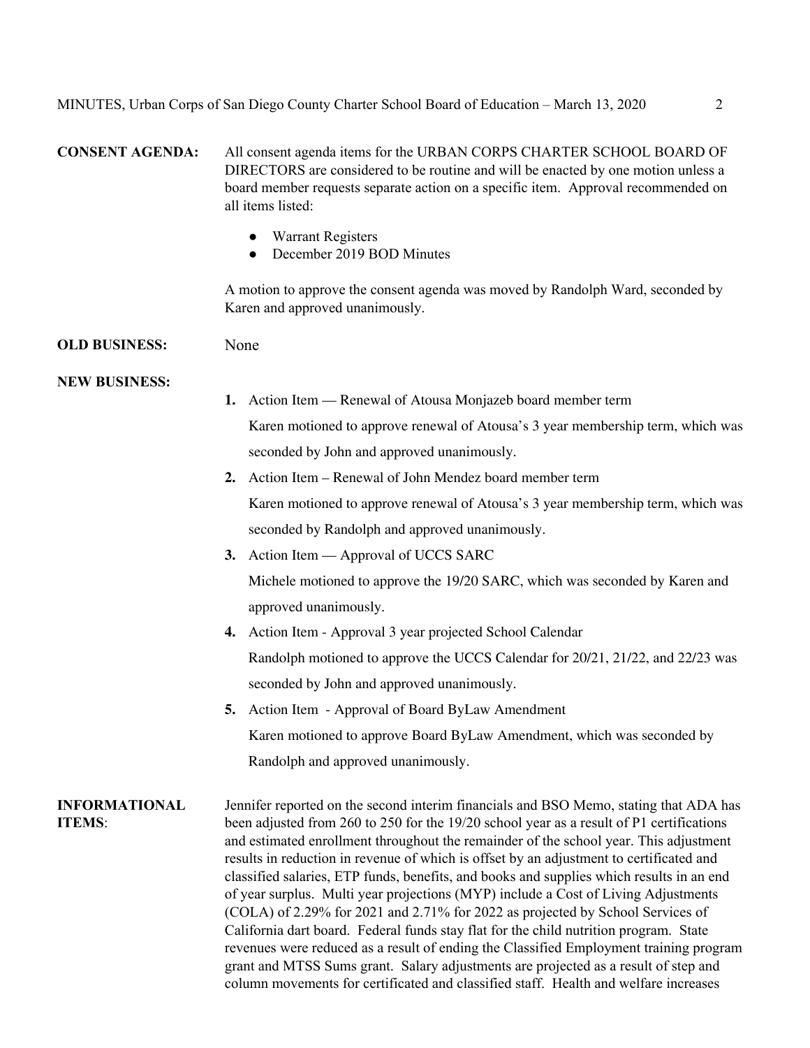**CONSENT AGENDA:** All consent agenda items for the URBAN CORPS CHARTER SCHOOL BOARD OF DIRECTORS are considered to be routine and will be enacted by one motion unless a board member requests separate action on a specific item. Approval recommended on all items listed:

- Warrant Registers
- December 2019 BOD Minutes

A motion to approve the consent agenda was moved by Randolph Ward, seconded by Karen and approved unanimously.

**OLD BUSINESS:** None

**NEW BUSINESS:**

1. Action Item — Renewal of Atousa Monjazeb board member term

   Karen motioned to approve renewal of Atousa's 3 year membership term, which was seconded by John and approved unanimously.

2. Action Item – Renewal of John Mendez board member term

   Karen motioned to approve renewal of Atousa's 3 year membership term, which was seconded by Randolph and approved unanimously.

3. Action Item — Approval of UCCS SARC

   Michele motioned to approve the 19/20 SARC, which was seconded by Karen and approved unanimously.

4. Action Item - Approval 3 year projected School Calendar

   Randolph motioned to approve the UCCS Calendar for 20/21, 21/22, and 22/23 was seconded by John and approved unanimously.

5. Action Item - Approval of Board ByLaw Amendment

   Karen motioned to approve Board ByLaw Amendment, which was seconded by Randolph and approved unanimously.

**INFORMATIONAL ITEMS**: Jennifer reported on the second interim financials and BSO Memo, stating that ADA has been adjusted from 260 to 250 for the 19/20 school year as a result of P1 certifications and estimated enrollment throughout the remainder of the school year. This adjustment results in reduction in revenue of which is offset by an adjustment to certificated and classified salaries, ETP funds, benefits, and books and supplies which results in an end of year surplus. Multi year projections (MYP) include a Cost of Living Adjustments (COLA) of 2.29% for 2021 and 2.71% for 2022 as projected by School Services of California dart board. Federal funds stay flat for the child nutrition program. State revenues were reduced as a result of ending the Classified Employment training program grant and MTSS Sums grant. Salary adjustments are projected as a result of step and column movements for certificated and classified staff. Health and welfare increases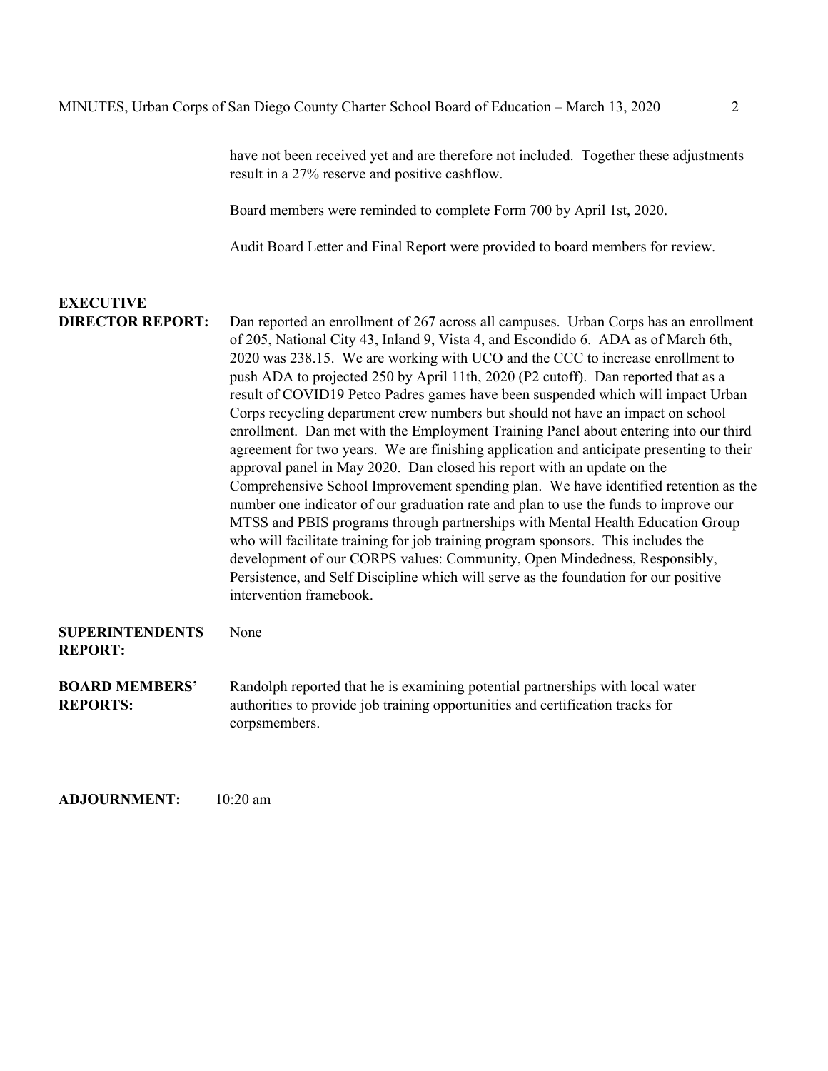have not been received yet and are therefore not included. Together these adjustments result in a 27% reserve and positive cashflow.

Board members were reminded to complete Form 700 by April 1st, 2020.

Audit Board Letter and Final Report were provided to board members for review.

**EXECUTIVE DIRECTOR REPORT:** Dan reported an enrollment of 267 across all campuses. Urban Corps has an enrollment of 205, National City 43, Inland 9, Vista 4, and Escondido 6. ADA as of March 6th, 2020 was 238.15. We are working with UCO and the CCC to increase enrollment to push ADA to projected 250 by April 11th, 2020 (P2 cutoff). Dan reported that as a result of COVID19 Petco Padres games have been suspended which will impact Urban Corps recycling department crew numbers but should not have an impact on school enrollment. Dan met with the Employment Training Panel about entering into our third agreement for two years. We are finishing application and anticipate presenting to their approval panel in May 2020. Dan closed his report with an update on the Comprehensive School Improvement spending plan. We have identified retention as the number one indicator of our graduation rate and plan to use the funds to improve our MTSS and PBIS programs through partnerships with Mental Health Education Group who will facilitate training for job training program sponsors. This includes the development of our CORPS values: Community, Open Mindedness, Responsibly, Persistence, and Self Discipline which will serve as the foundation for our positive intervention framebook.

**SUPERINTENDENTS REPORT:** None

**BOARD MEMBERS' REPORTS:** Randolph reported that he is examining potential partnerships with local water authorities to provide job training opportunities and certification tracks for corpsmembers.

**ADJOURNMENT:** 10:20 am